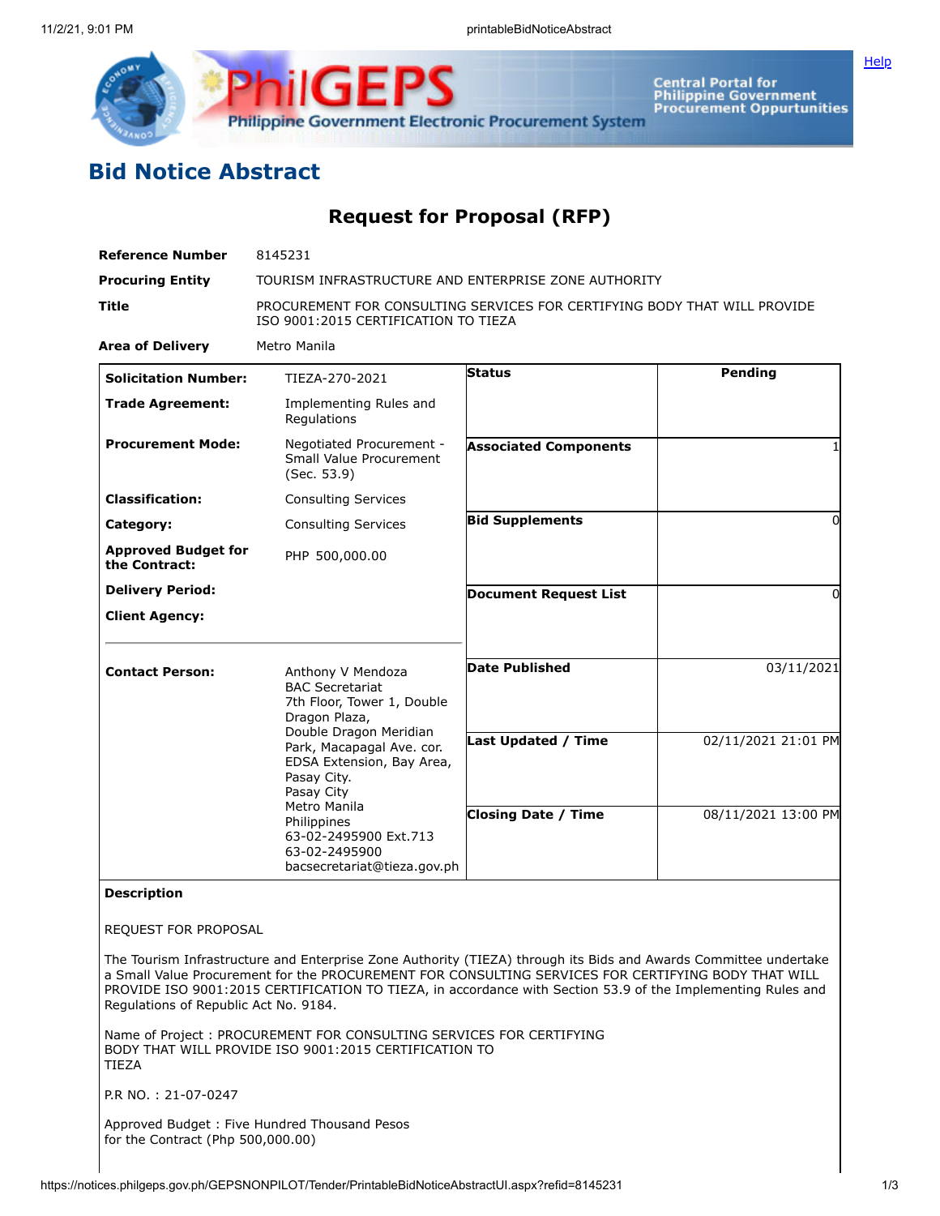# Bid Notice Abstract

## Request for Proposal (RFP)

| | |
|---|---|
| **Reference Number** | 8145231 |
| **Procuring Entity** | TOURISM INFRASTRUCTURE AND ENTERPRISE ZONE AUTHORITY |
| **Title** | PROCUREMENT FOR CONSULTING SERVICES FOR CERTIFYING BODY THAT WILL PROVIDE ISO 9001:2015 CERTIFICATION TO TIEZA |
| **Area of Delivery** | Metro Manila |

| | | | |
|---|---|---|---|
| **Solicitation Number:** | TIEZA-270-2021 | **Status** | Pending |
| **Trade Agreement:** | Implementing Rules and Regulations | | |
| **Procurement Mode:** | Negotiated Procurement - Small Value Procurement (Sec. 53.9) | **Associated Components** | 1 |
| **Classification:** | Consulting Services | | |
| **Category:** | Consulting Services | **Bid Supplements** | 0 |
| **Approved Budget for the Contract:** | PHP 500,000.00 | | |
| **Delivery Period:** | | **Document Request List** | 0 |
| **Client Agency:** | | | |
| **Contact Person:** | Anthony V Mendoza<br>BAC Secretariat<br>7th Floor, Tower 1, Double Dragon Plaza,<br>Double Dragon Meridian Park, Macapagal Ave. cor. EDSA Extension, Bay Area, Pasay City.<br>Pasay City<br>Metro Manila<br>Philippines<br>63-02-2495900 Ext.713<br>63-02-2495900<br>bacsecretariat@tieza.gov.ph | **Date Published** | 03/11/2021 |
| | | **Last Updated / Time** | 02/11/2021 21:01 PM |
| | | **Closing Date / Time** | 08/11/2021 13:00 PM |

**Description**

REQUEST FOR PROPOSAL

The Tourism Infrastructure and Enterprise Zone Authority (TIEZA) through its Bids and Awards Committee undertake a Small Value Procurement for the PROCUREMENT FOR CONSULTING SERVICES FOR CERTIFYING BODY THAT WILL PROVIDE ISO 9001:2015 CERTIFICATION TO TIEZA, in accordance with Section 53.9 of the Implementing Rules and Regulations of Republic Act No. 9184.

Name of Project : PROCUREMENT FOR CONSULTING SERVICES FOR CERTIFYING BODY THAT WILL PROVIDE ISO 9001:2015 CERTIFICATION TO TIEZA

P.R NO. : 21-07-0247

Approved Budget : Five Hundred Thousand Pesos
for the Contract (Php 500,000.00)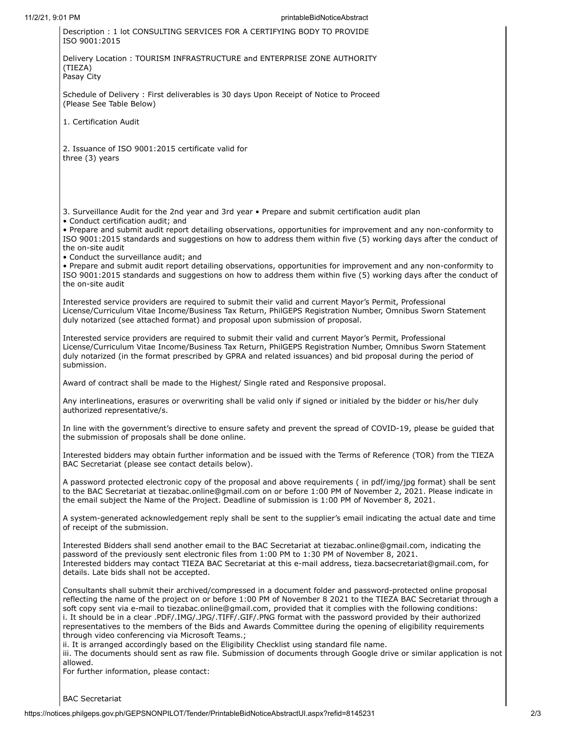Description : 1 lot CONSULTING SERVICES FOR A CERTIFYING BODY TO PROVIDE ISO 9001:2015

Delivery Location : TOURISM INFRASTRUCTURE and ENTERPRISE ZONE AUTHORITY (TIEZA)
Pasay City

Schedule of Delivery : First deliverables is 30 days Upon Receipt of Notice to Proceed (Please See Table Below)

1. Certification Audit

2. Issuance of ISO 9001:2015 certificate valid for three (3) years

3. Surveillance Audit for the 2nd year and 3rd year • Prepare and submit certification audit plan
• Conduct certification audit; and
• Prepare and submit audit report detailing observations, opportunities for improvement and any non-conformity to ISO 9001:2015 standards and suggestions on how to address them within five (5) working days after the conduct of the on-site audit
• Conduct the surveillance audit; and
• Prepare and submit audit report detailing observations, opportunities for improvement and any non-conformity to ISO 9001:2015 standards and suggestions on how to address them within five (5) working days after the conduct of the on-site audit

Interested service providers are required to submit their valid and current Mayor's Permit, Professional License/Curriculum Vitae Income/Business Tax Return, PhilGEPS Registration Number, Omnibus Sworn Statement duly notarized (see attached format) and proposal upon submission of proposal.

Interested service providers are required to submit their valid and current Mayor's Permit, Professional License/Curriculum Vitae Income/Business Tax Return, PhilGEPS Registration Number, Omnibus Sworn Statement duly notarized (in the format prescribed by GPRA and related issuances) and bid proposal during the period of submission.

Award of contract shall be made to the Highest/ Single rated and Responsive proposal.

Any interlineations, erasures or overwriting shall be valid only if signed or initialed by the bidder or his/her duly authorized representative/s.

In line with the government's directive to ensure safety and prevent the spread of COVID-19, please be guided that the submission of proposals shall be done online.

Interested bidders may obtain further information and be issued with the Terms of Reference (TOR) from the TIEZA BAC Secretariat (please see contact details below).

A password protected electronic copy of the proposal and above requirements ( in pdf/img/jpg format) shall be sent to the BAC Secretariat at tiezabac.online@gmail.com on or before 1:00 PM of November 2, 2021. Please indicate in the email subject the Name of the Project. Deadline of submission is 1:00 PM of November 8, 2021.

A system-generated acknowledgement reply shall be sent to the supplier's email indicating the actual date and time of receipt of the submission.

Interested Bidders shall send another email to the BAC Secretariat at tiezabac.online@gmail.com, indicating the password of the previously sent electronic files from 1:00 PM to 1:30 PM of November 8, 2021.
Interested bidders may contact TIEZA BAC Secretariat at this e-mail address, tieza.bacsecretariat@gmail.com, for details. Late bids shall not be accepted.

Consultants shall submit their archived/compressed in a document folder and password-protected online proposal reflecting the name of the project on or before 1:00 PM of November 8 2021 to the TIEZA BAC Secretariat through a soft copy sent via e-mail to tiezabac.online@gmail.com, provided that it complies with the following conditions:
i. It should be in a clear .PDF/.IMG/.JPG/.TIFF/.GIF/.PNG format with the password provided by their authorized representatives to the members of the Bids and Awards Committee during the opening of eligibility requirements through video conferencing via Microsoft Teams.;
ii. It is arranged accordingly based on the Eligibility Checklist using standard file name.
iii. The documents should sent as raw file. Submission of documents through Google drive or similar application is not allowed.
For further information, please contact:

BAC Secretariat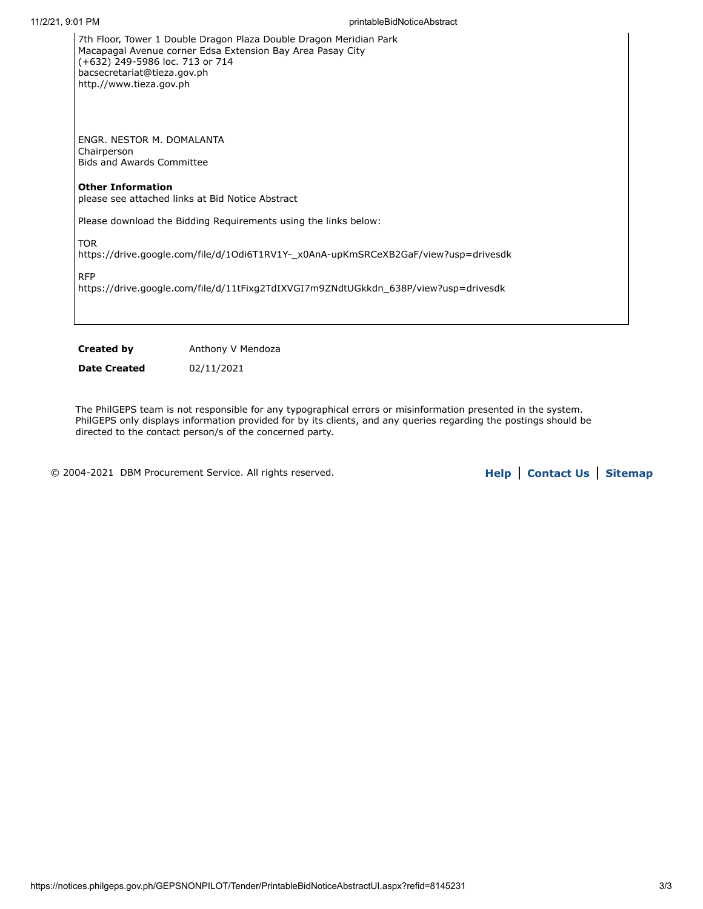7th Floor, Tower 1 Double Dragon Plaza Double Dragon Meridian Park
Macapagal Avenue corner Edsa Extension Bay Area Pasay City
(+632) 249-5986 loc. 713 or 714
bacsecretariat@tieza.gov.ph
http.//www.tieza.gov.ph

ENGR. NESTOR M. DOMALANTA
Chairperson
Bids and Awards Committee

**Other Information**
please see attached links at Bid Notice Abstract

Please download the Bidding Requirements using the links below:

TOR
https://drive.google.com/file/d/1Odi6T1RV1Y-_x0AnA-upKmSRCeXB2GaF/view?usp=drivesdk

RFP
https://drive.google.com/file/d/11tFixg2TdIXVGI7m9ZNdtUGkkdn_638P/view?usp=drivesdk

| | |
|---|---|
| **Created by** | Anthony V Mendoza |
| **Date Created** | 02/11/2021 |

The PhilGEPS team is not responsible for any typographical errors or misinformation presented in the system. PhilGEPS only displays information provided for by its clients, and any queries regarding the postings should be directed to the contact person/s of the concerned party.

© 2004-2021 DBM Procurement Service. All rights reserved.

**Help** | **Contact Us** | **Sitemap**